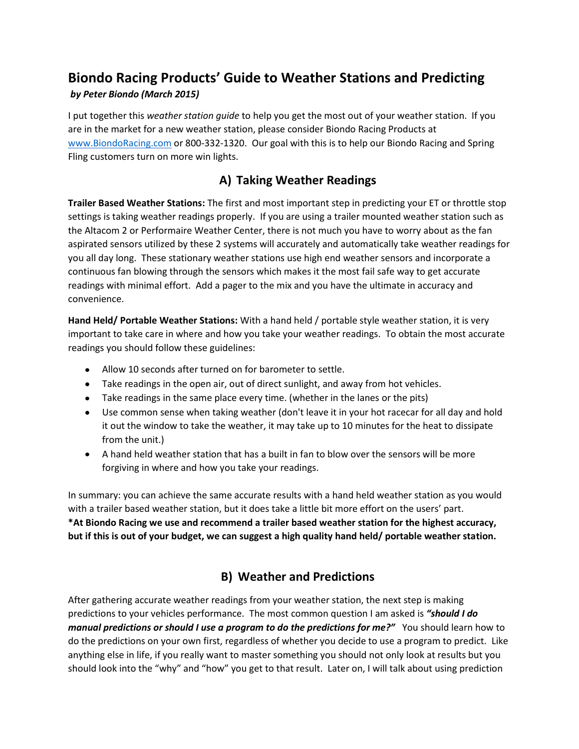# Biondo Racing Products' Guide to Weather Stations and Predicting

***by Peter Biondo (March 2015)***

I put together this *weather station guide* to help you get the most out of your weather station. If you are in the market for a new weather station, please consider Biondo Racing Products at [www.BiondoRacing.com](http://www.BiondoRacing.com) or 800-332-1320. Our goal with this is to help our Biondo Racing and Spring Fling customers turn on more win lights.

## A) Taking Weather Readings

**Trailer Based Weather Stations:** The first and most important step in predicting your ET or throttle stop settings is taking weather readings properly. If you are using a trailer mounted weather station such as the Altacom 2 or Performaire Weather Center, there is not much you have to worry about as the fan aspirated sensors utilized by these 2 systems will accurately and automatically take weather readings for you all day long. These stationary weather stations use high end weather sensors and incorporate a continuous fan blowing through the sensors which makes it the most fail safe way to get accurate readings with minimal effort. Add a pager to the mix and you have the ultimate in accuracy and convenience.

**Hand Held/ Portable Weather Stations:** With a hand held / portable style weather station, it is very important to take care in where and how you take your weather readings. To obtain the most accurate readings you should follow these guidelines:

- Allow 10 seconds after turned on for barometer to settle.
- Take readings in the open air, out of direct sunlight, and away from hot vehicles.
- Take readings in the same place every time. (whether in the lanes or the pits)
- Use common sense when taking weather (don't leave it in your hot racecar for all day and hold it out the window to take the weather, it may take up to 10 minutes for the heat to dissipate from the unit.)
- A hand held weather station that has a built in fan to blow over the sensors will be more forgiving in where and how you take your readings.

In summary: you can achieve the same accurate results with a hand held weather station as you would with a trailer based weather station, but it does take a little bit more effort on the users' part.
**\*At Biondo Racing we use and recommend a trailer based weather station for the highest accuracy, but if this is out of your budget, we can suggest a high quality hand held/ portable weather station.**

## B) Weather and Predictions

After gathering accurate weather readings from your weather station, the next step is making predictions to your vehicles performance. The most common question I am asked is ***"should I do manual predictions or should I use a program to do the predictions for me?"*** You should learn how to do the predictions on your own first, regardless of whether you decide to use a program to predict. Like anything else in life, if you really want to master something you should not only look at results but you should look into the "why" and "how" you get to that result. Later on, I will talk about using prediction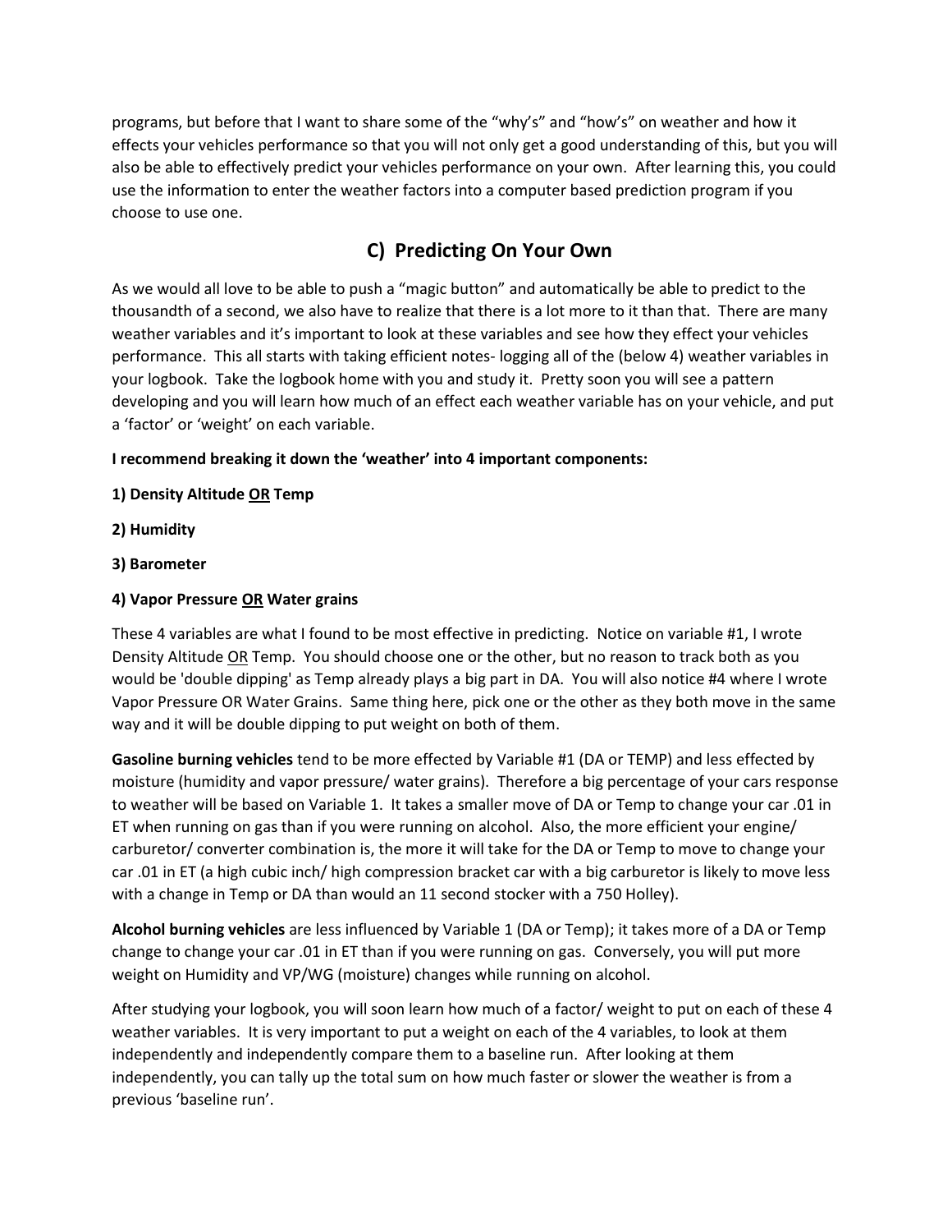programs, but before that I want to share some of the "why's" and "how's" on weather and how it effects your vehicles performance so that you will not only get a good understanding of this, but you will also be able to effectively predict your vehicles performance on your own. After learning this, you could use the information to enter the weather factors into a computer based prediction program if you choose to use one.

## C) Predicting On Your Own

As we would all love to be able to push a "magic button" and automatically be able to predict to the thousandth of a second, we also have to realize that there is a lot more to it than that. There are many weather variables and it's important to look at these variables and see how they effect your vehicles performance. This all starts with taking efficient notes- logging all of the (below 4) weather variables in your logbook. Take the logbook home with you and study it. Pretty soon you will see a pattern developing and you will learn how much of an effect each weather variable has on your vehicle, and put a 'factor' or 'weight' on each variable.

**I recommend breaking it down the 'weather' into 4 important components:**

**1) Density Altitude <u>OR</u> Temp**

**2) Humidity**

**3) Barometer**

**4) Vapor Pressure <u>OR</u> Water grains**

These 4 variables are what I found to be most effective in predicting. Notice on variable #1, I wrote Density Altitude <u>OR</u> Temp. You should choose one or the other, but no reason to track both as you would be 'double dipping' as Temp already plays a big part in DA. You will also notice #4 where I wrote Vapor Pressure OR Water Grains. Same thing here, pick one or the other as they both move in the same way and it will be double dipping to put weight on both of them.

**Gasoline burning vehicles** tend to be more effected by Variable #1 (DA or TEMP) and less effected by moisture (humidity and vapor pressure/ water grains). Therefore a big percentage of your cars response to weather will be based on Variable 1. It takes a smaller move of DA or Temp to change your car .01 in ET when running on gas than if you were running on alcohol. Also, the more efficient your engine/ carburetor/ converter combination is, the more it will take for the DA or Temp to move to change your car .01 in ET (a high cubic inch/ high compression bracket car with a big carburetor is likely to move less with a change in Temp or DA than would an 11 second stocker with a 750 Holley).

**Alcohol burning vehicles** are less influenced by Variable 1 (DA or Temp); it takes more of a DA or Temp change to change your car .01 in ET than if you were running on gas. Conversely, you will put more weight on Humidity and VP/WG (moisture) changes while running on alcohol.

After studying your logbook, you will soon learn how much of a factor/ weight to put on each of these 4 weather variables. It is very important to put a weight on each of the 4 variables, to look at them independently and independently compare them to a baseline run. After looking at them independently, you can tally up the total sum on how much faster or slower the weather is from a previous 'baseline run'.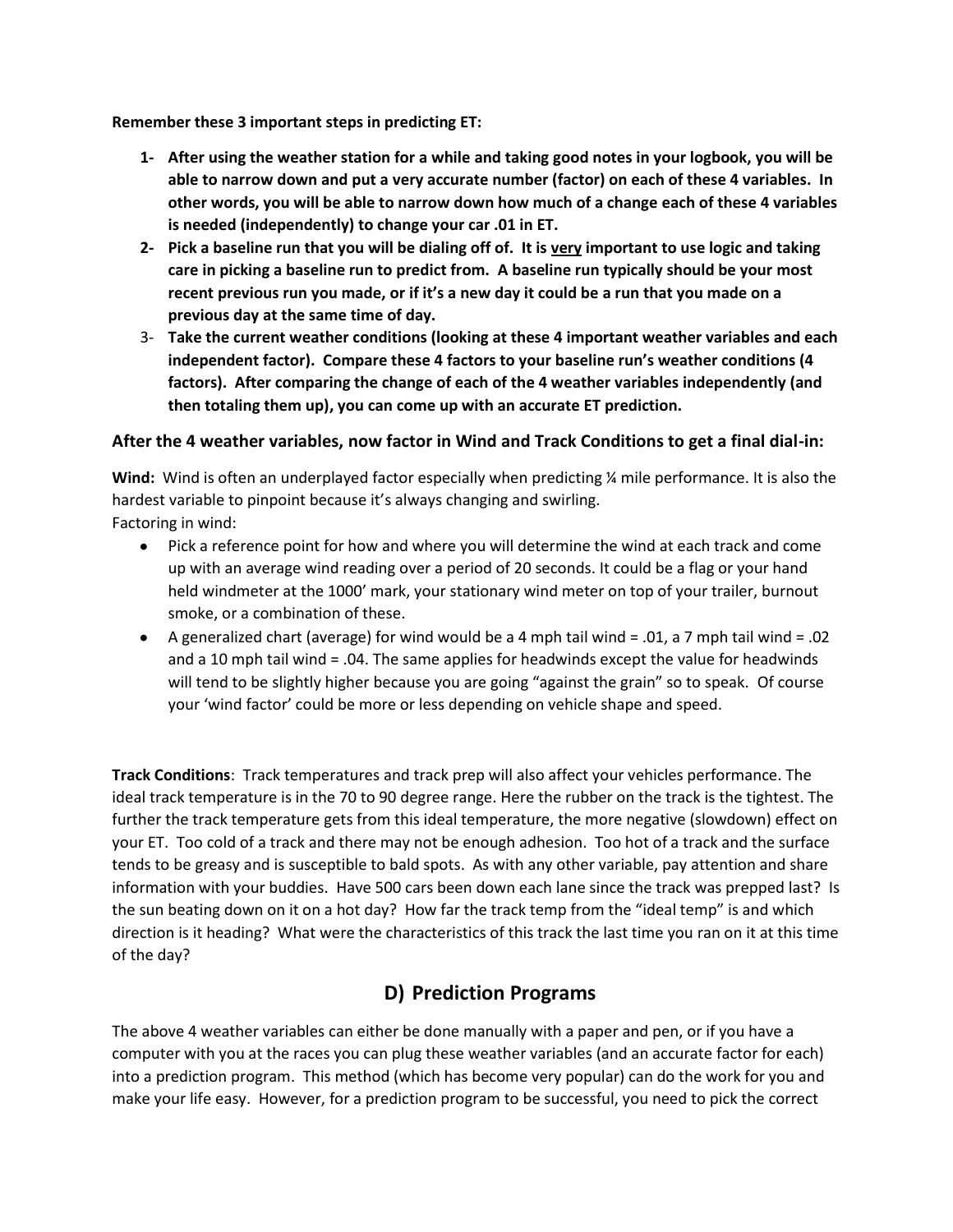**Remember these 3 important steps in predicting ET:**

1- **After using the weather station for a while and taking good notes in your logbook, you will be able to narrow down and put a very accurate number (factor) on each of these 4 variables. In other words, you will be able to narrow down how much of a change each of these 4 variables is needed (independently) to change your car .01 in ET.**

2- **Pick a baseline run that you will be dialing off of. It is <u>very</u> important to use logic and taking care in picking a baseline run to predict from. A baseline run typically should be your most recent previous run you made, or if it's a new day it could be a run that you made on a previous day at the same time of day.**

3- **Take the current weather conditions (looking at these 4 important weather variables and each independent factor). Compare these 4 factors to your baseline run's weather conditions (4 factors). After comparing the change of each of the 4 weather variables independently (and then totaling them up), you can come up with an accurate ET prediction.**

### After the 4 weather variables, now factor in Wind and Track Conditions to get a final dial-in:

**Wind:** Wind is often an underplayed factor especially when predicting ¼ mile performance. It is also the hardest variable to pinpoint because it's always changing and swirling.
Factoring in wind:

- Pick a reference point for how and where you will determine the wind at each track and come up with an average wind reading over a period of 20 seconds. It could be a flag or your hand held windmeter at the 1000' mark, your stationary wind meter on top of your trailer, burnout smoke, or a combination of these.
- A generalized chart (average) for wind would be a 4 mph tail wind = .01, a 7 mph tail wind = .02 and a 10 mph tail wind = .04. The same applies for headwinds except the value for headwinds will tend to be slightly higher because you are going "against the grain" so to speak. Of course your 'wind factor' could be more or less depending on vehicle shape and speed.

**Track Conditions**: Track temperatures and track prep will also affect your vehicles performance. The ideal track temperature is in the 70 to 90 degree range. Here the rubber on the track is the tightest. The further the track temperature gets from this ideal temperature, the more negative (slowdown) effect on your ET. Too cold of a track and there may not be enough adhesion. Too hot of a track and the surface tends to be greasy and is susceptible to bald spots. As with any other variable, pay attention and share information with your buddies. Have 500 cars been down each lane since the track was prepped last? Is the sun beating down on it on a hot day? How far the track temp from the "ideal temp" is and which direction is it heading? What were the characteristics of this track the last time you ran on it at this time of the day?

## D) Prediction Programs

The above 4 weather variables can either be done manually with a paper and pen, or if you have a computer with you at the races you can plug these weather variables (and an accurate factor for each) into a prediction program. This method (which has become very popular) can do the work for you and make your life easy. However, for a prediction program to be successful, you need to pick the correct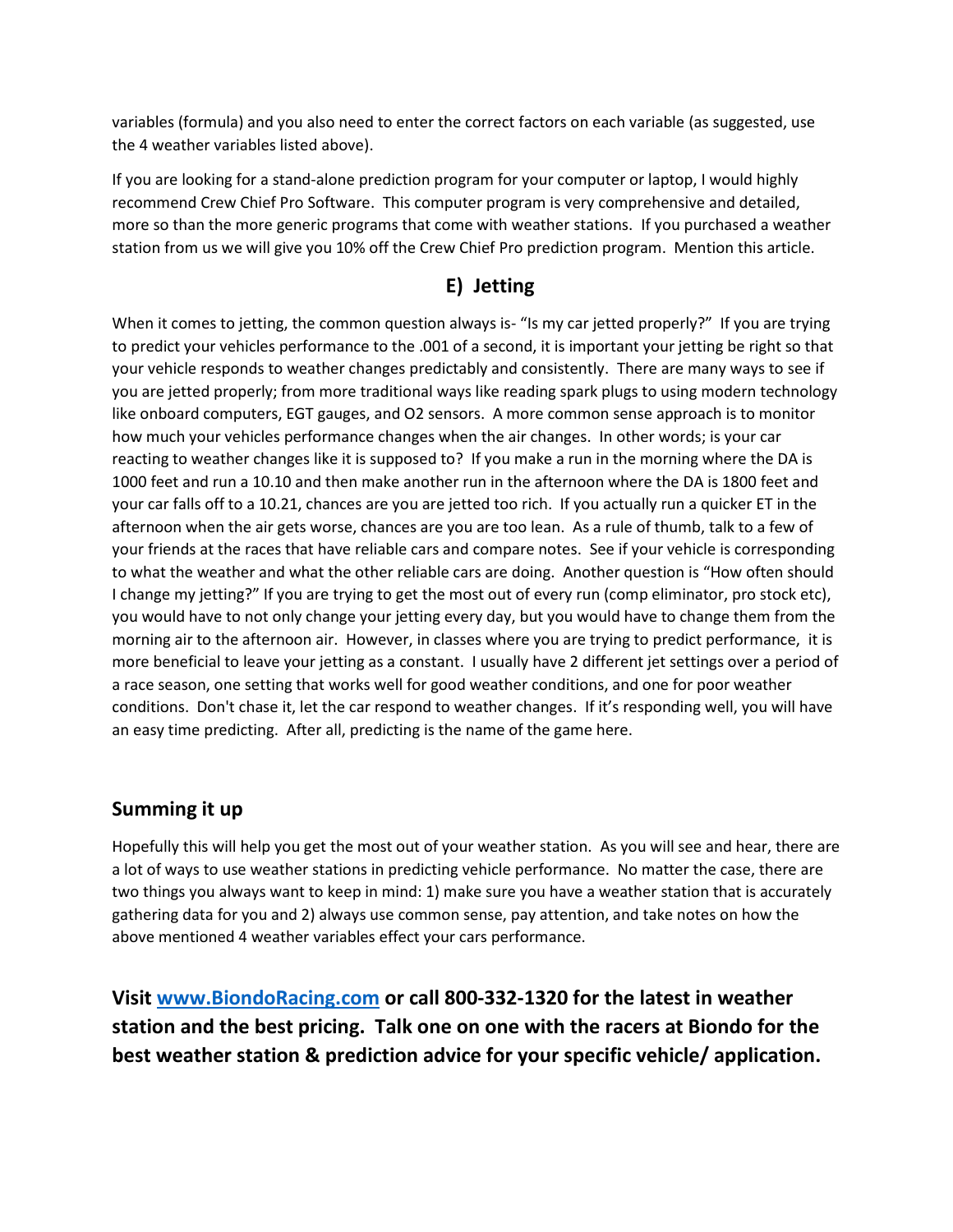variables (formula) and you also need to enter the correct factors on each variable (as suggested, use the 4 weather variables listed above).

If you are looking for a stand-alone prediction program for your computer or laptop, I would highly recommend Crew Chief Pro Software. This computer program is very comprehensive and detailed, more so than the more generic programs that come with weather stations. If you purchased a weather station from us we will give you 10% off the Crew Chief Pro prediction program. Mention this article.

## E) Jetting

When it comes to jetting, the common question always is- "Is my car jetted properly?" If you are trying to predict your vehicles performance to the .001 of a second, it is important your jetting be right so that your vehicle responds to weather changes predictably and consistently. There are many ways to see if you are jetted properly; from more traditional ways like reading spark plugs to using modern technology like onboard computers, EGT gauges, and O2 sensors. A more common sense approach is to monitor how much your vehicles performance changes when the air changes. In other words; is your car reacting to weather changes like it is supposed to? If you make a run in the morning where the DA is 1000 feet and run a 10.10 and then make another run in the afternoon where the DA is 1800 feet and your car falls off to a 10.21, chances are you are jetted too rich. If you actually run a quicker ET in the afternoon when the air gets worse, chances are you are too lean. As a rule of thumb, talk to a few of your friends at the races that have reliable cars and compare notes. See if your vehicle is corresponding to what the weather and what the other reliable cars are doing. Another question is "How often should I change my jetting?" If you are trying to get the most out of every run (comp eliminator, pro stock etc), you would have to not only change your jetting every day, but you would have to change them from the morning air to the afternoon air. However, in classes where you are trying to predict performance, it is more beneficial to leave your jetting as a constant. I usually have 2 different jet settings over a period of a race season, one setting that works well for good weather conditions, and one for poor weather conditions. Don't chase it, let the car respond to weather changes. If it's responding well, you will have an easy time predicting. After all, predicting is the name of the game here.

### Summing it up

Hopefully this will help you get the most out of your weather station. As you will see and hear, there are a lot of ways to use weather stations in predicting vehicle performance. No matter the case, there are two things you always want to keep in mind: 1) make sure you have a weather station that is accurately gathering data for you and 2) always use common sense, pay attention, and take notes on how the above mentioned 4 weather variables effect your cars performance.

**Visit [www.BiondoRacing.com](http://www.BiondoRacing.com) or call 800-332-1320 for the latest in weather station and the best pricing. Talk one on one with the racers at Biondo for the best weather station & prediction advice for your specific vehicle/ application.**